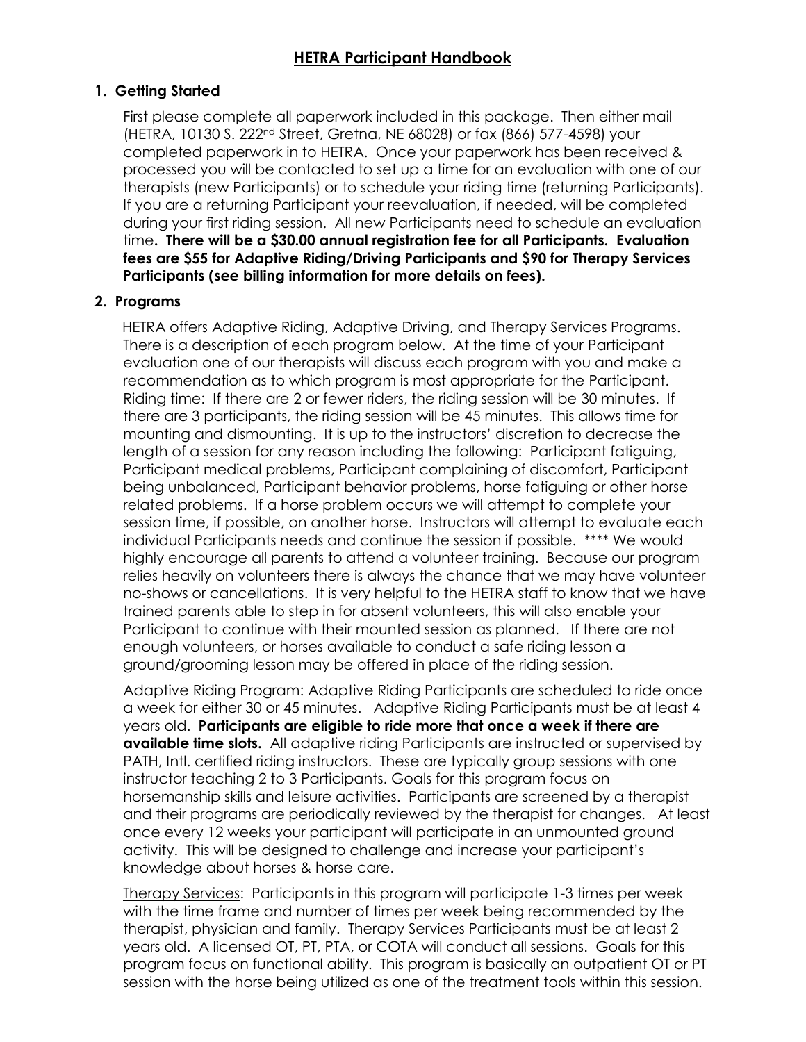# HETRA Participant Handbook

## 1. Getting Started

First please complete all paperwork included in this package. Then either mail (HETRA, 10130 S. 222nd Street, Gretna, NE 68028) or fax (866) 577-4598) your completed paperwork in to HETRA. Once your paperwork has been received & processed you will be contacted to set up a time for an evaluation with one of our therapists (new Participants) or to schedule your riding time (returning Participants). If you are a returning Participant your reevaluation, if needed, will be completed during your first riding session. All new Participants need to schedule an evaluation time**. There will be a $30.00 annual registration fee for all Participants. Evaluation fees are $55 for Adaptive Riding/Driving Participants and $90 for Therapy Services Participants (see billing information for more details on fees).**

## 2. Programs

HETRA offers Adaptive Riding, Adaptive Driving, and Therapy Services Programs. There is a description of each program below. At the time of your Participant evaluation one of our therapists will discuss each program with you and make a recommendation as to which program is most appropriate for the Participant. Riding time: If there are 2 or fewer riders, the riding session will be 30 minutes. If there are 3 participants, the riding session will be 45 minutes. This allows time for mounting and dismounting. It is up to the instructors' discretion to decrease the length of a session for any reason including the following: Participant fatiguing, Participant medical problems, Participant complaining of discomfort, Participant being unbalanced, Participant behavior problems, horse fatiguing or other horse related problems. If a horse problem occurs we will attempt to complete your session time, if possible, on another horse. Instructors will attempt to evaluate each individual Participants needs and continue the session if possible. **** We would highly encourage all parents to attend a volunteer training. Because our program relies heavily on volunteers there is always the chance that we may have volunteer no-shows or cancellations. It is very helpful to the HETRA staff to know that we have trained parents able to step in for absent volunteers, this will also enable your Participant to continue with their mounted session as planned. If there are not enough volunteers, or horses available to conduct a safe riding lesson a ground/grooming lesson may be offered in place of the riding session.

<u>Adaptive Riding Program</u>: Adaptive Riding Participants are scheduled to ride once a week for either 30 or 45 minutes. Adaptive Riding Participants must be at least 4 years old. **Participants are eligible to ride more that once a week if there are available time slots.** All adaptive riding Participants are instructed or supervised by PATH, Intl. certified riding instructors. These are typically group sessions with one instructor teaching 2 to 3 Participants. Goals for this program focus on horsemanship skills and leisure activities. Participants are screened by a therapist and their programs are periodically reviewed by the therapist for changes. At least once every 12 weeks your participant will participate in an unmounted ground activity. This will be designed to challenge and increase your participant's knowledge about horses & horse care.

<u>Therapy Services</u>: Participants in this program will participate 1-3 times per week with the time frame and number of times per week being recommended by the therapist, physician and family. Therapy Services Participants must be at least 2 years old. A licensed OT, PT, PTA, or COTA will conduct all sessions. Goals for this program focus on functional ability. This program is basically an outpatient OT or PT session with the horse being utilized as one of the treatment tools within this session.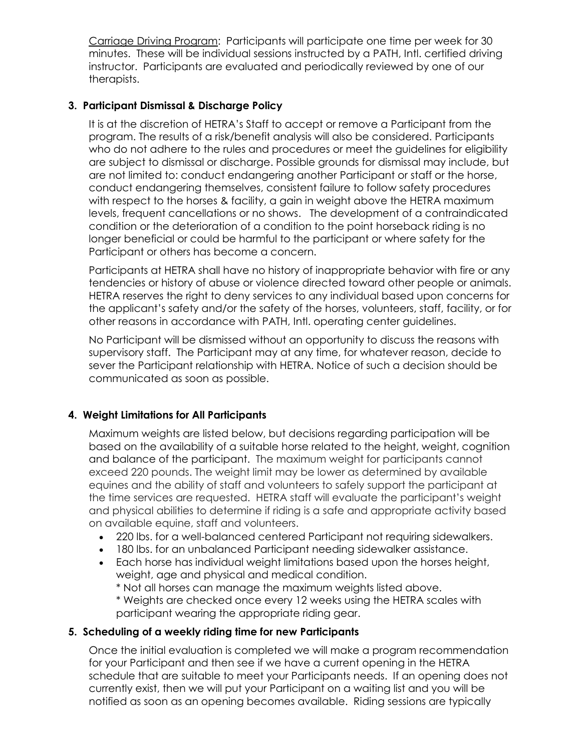Carriage Driving Program: Participants will participate one time per week for 30 minutes. These will be individual sessions instructed by a PATH, Intl. certified driving instructor. Participants are evaluated and periodically reviewed by one of our therapists.

**3. Participant Dismissal & Discharge Policy**

It is at the discretion of HETRA's Staff to accept or remove a Participant from the program. The results of a risk/benefit analysis will also be considered. Participants who do not adhere to the rules and procedures or meet the guidelines for eligibility are subject to dismissal or discharge. Possible grounds for dismissal may include, but are not limited to: conduct endangering another Participant or staff or the horse, conduct endangering themselves, consistent failure to follow safety procedures with respect to the horses & facility, a gain in weight above the HETRA maximum levels, frequent cancellations or no shows. The development of a contraindicated condition or the deterioration of a condition to the point horseback riding is no longer beneficial or could be harmful to the participant or where safety for the Participant or others has become a concern.

Participants at HETRA shall have no history of inappropriate behavior with fire or any tendencies or history of abuse or violence directed toward other people or animals. HETRA reserves the right to deny services to any individual based upon concerns for the applicant's safety and/or the safety of the horses, volunteers, staff, facility, or for other reasons in accordance with PATH, Intl. operating center guidelines.

No Participant will be dismissed without an opportunity to discuss the reasons with supervisory staff. The Participant may at any time, for whatever reason, decide to sever the Participant relationship with HETRA. Notice of such a decision should be communicated as soon as possible.

**4. Weight Limitations for All Participants**

Maximum weights are listed below, but decisions regarding participation will be based on the availability of a suitable horse related to the height, weight, cognition and balance of the participant. The maximum weight for participants cannot exceed 220 pounds. The weight limit may be lower as determined by available equines and the ability of staff and volunteers to safely support the participant at the time services are requested. HETRA staff will evaluate the participant's weight and physical abilities to determine if riding is a safe and appropriate activity based on available equine, staff and volunteers.

- 220 lbs. for a well-balanced centered Participant not requiring sidewalkers.
- 180 lbs. for an unbalanced Participant needing sidewalker assistance.
- Each horse has individual weight limitations based upon the horses height, weight, age and physical and medical condition.
  * Not all horses can manage the maximum weights listed above.
  * Weights are checked once every 12 weeks using the HETRA scales with participant wearing the appropriate riding gear.

**5. Scheduling of a weekly riding time for new Participants**

Once the initial evaluation is completed we will make a program recommendation for your Participant and then see if we have a current opening in the HETRA schedule that are suitable to meet your Participants needs. If an opening does not currently exist, then we will put your Participant on a waiting list and you will be notified as soon as an opening becomes available. Riding sessions are typically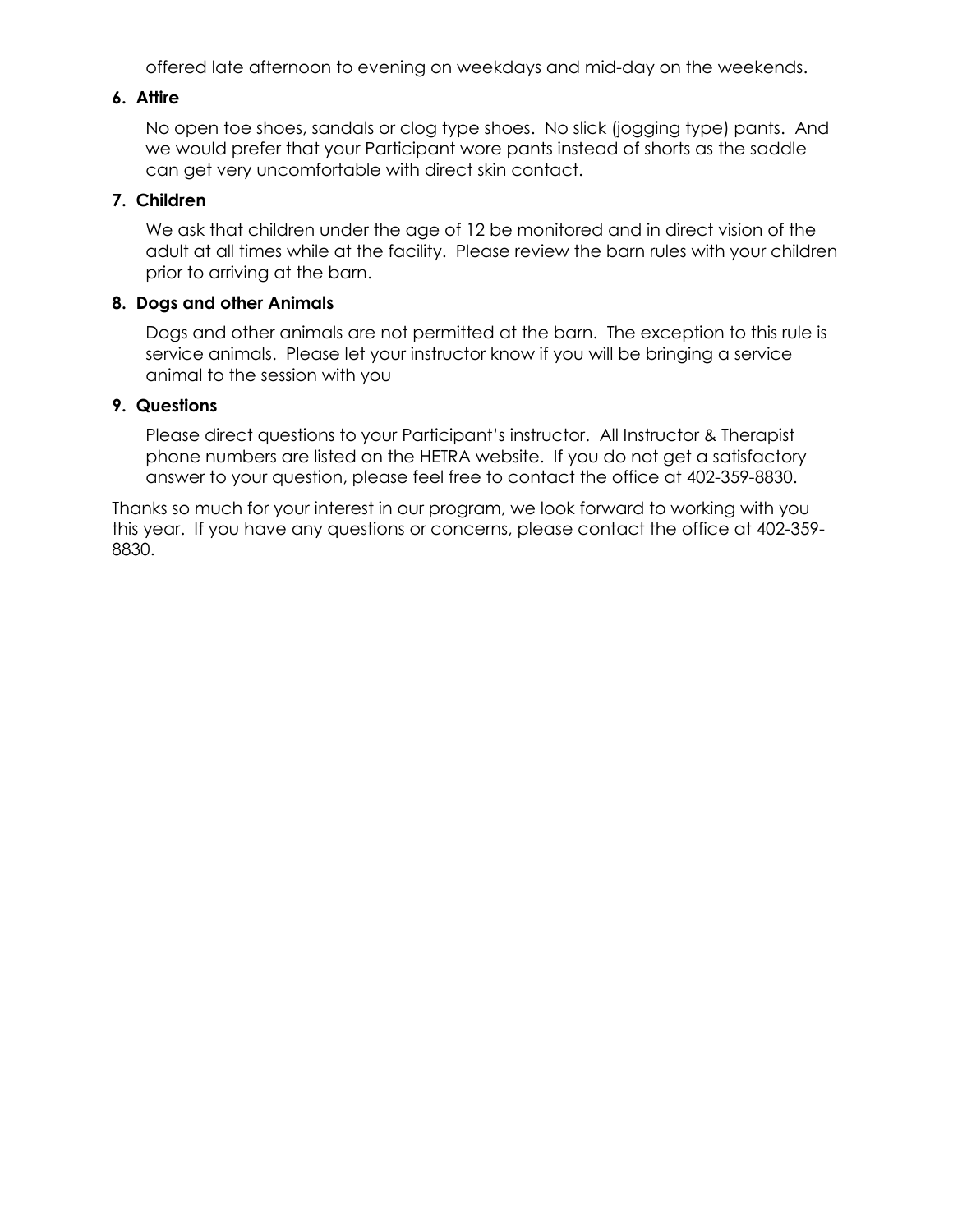offered late afternoon to evening on weekdays and mid-day on the weekends.

6. **Attire**

   No open toe shoes, sandals or clog type shoes. No slick (jogging type) pants. And we would prefer that your Participant wore pants instead of shorts as the saddle can get very uncomfortable with direct skin contact.

7. **Children**

   We ask that children under the age of 12 be monitored and in direct vision of the adult at all times while at the facility. Please review the barn rules with your children prior to arriving at the barn.

8. **Dogs and other Animals**

   Dogs and other animals are not permitted at the barn. The exception to this rule is service animals. Please let your instructor know if you will be bringing a service animal to the session with you

9. **Questions**

   Please direct questions to your Participant's instructor. All Instructor & Therapist phone numbers are listed on the HETRA website. If you do not get a satisfactory answer to your question, please feel free to contact the office at 402-359-8830.

Thanks so much for your interest in our program, we look forward to working with you this year. If you have any questions or concerns, please contact the office at 402-359-8830.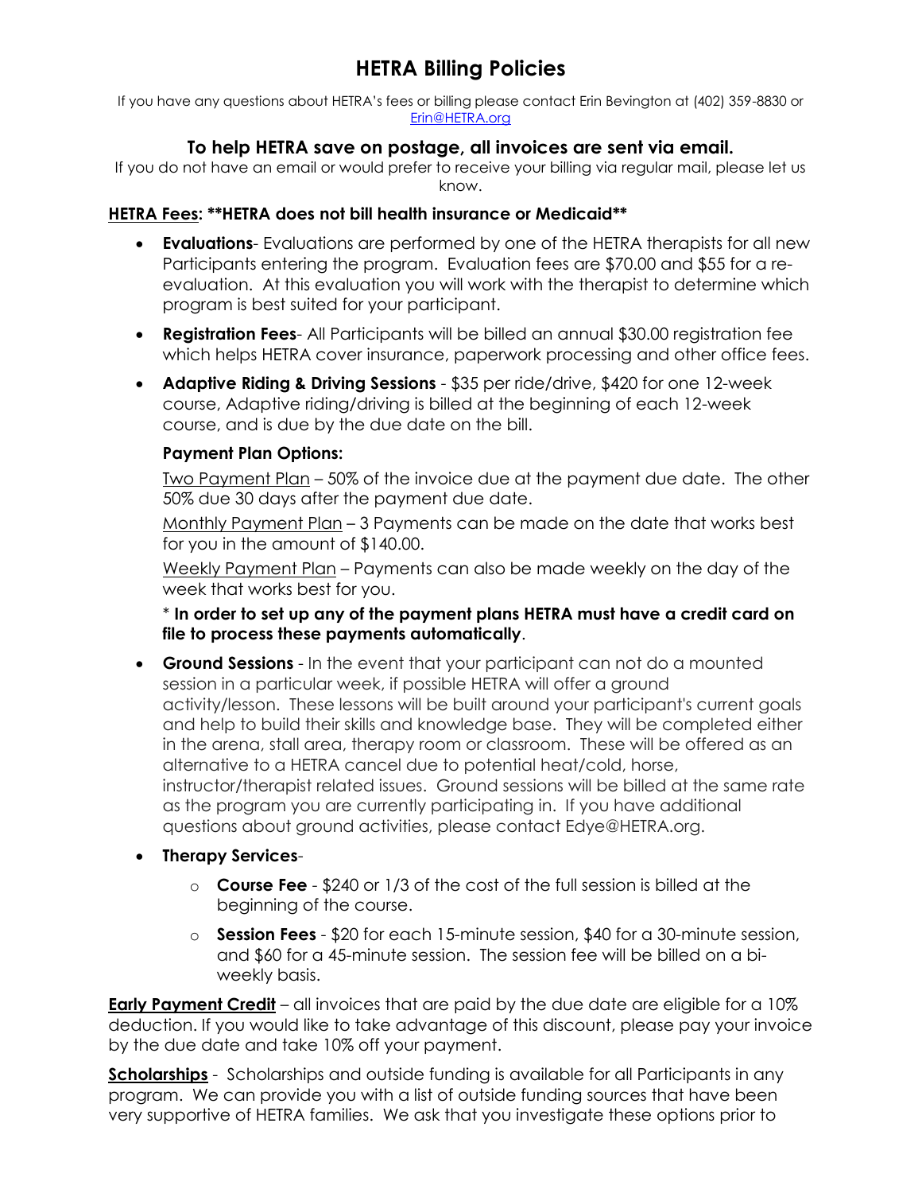# HETRA Billing Policies

If you have any questions about HETRA's fees or billing please contact Erin Bevington at (402) 359-8830 or Erin@HETRA.org

### To help HETRA save on postage, all invoices are sent via email.

If you do not have an email or would prefer to receive your billing via regular mail, please let us know.

**HETRA Fees: \*\*HETRA does not bill health insurance or Medicaid\*\***

- **Evaluations**- Evaluations are performed by one of the HETRA therapists for all new Participants entering the program. Evaluation fees are $70.00 and $55 for a re-evaluation. At this evaluation you will work with the therapist to determine which program is best suited for your participant.
- **Registration Fees**- All Participants will be billed an annual $30.00 registration fee which helps HETRA cover insurance, paperwork processing and other office fees.
- **Adaptive Riding & Driving Sessions** - $35 per ride/drive, $420 for one 12-week course, Adaptive riding/driving is billed at the beginning of each 12-week course, and is due by the due date on the bill.

  **Payment Plan Options:**

  Two Payment Plan – 50% of the invoice due at the payment due date. The other 50% due 30 days after the payment due date.

  Monthly Payment Plan – 3 Payments can be made on the date that works best for you in the amount of $140.00.

  Weekly Payment Plan – Payments can also be made weekly on the day of the week that works best for you.

  \* **In order to set up any of the payment plans HETRA must have a credit card on file to process these payments automatically**.

- **Ground Sessions** - In the event that your participant can not do a mounted session in a particular week, if possible HETRA will offer a ground activity/lesson. These lessons will be built around your participant's current goals and help to build their skills and knowledge base. They will be completed either in the arena, stall area, therapy room or classroom. These will be offered as an alternative to a HETRA cancel due to potential heat/cold, horse, instructor/therapist related issues. Ground sessions will be billed at the same rate as the program you are currently participating in. If you have additional questions about ground activities, please contact Edye@HETRA.org.
- **Therapy Services**-
  - **Course Fee** - $240 or 1/3 of the cost of the full session is billed at the beginning of the course.
  - **Session Fees** - $20 for each 15-minute session, $40 for a 30-minute session, and $60 for a 45-minute session. The session fee will be billed on a bi-weekly basis.

**Early Payment Credit** – all invoices that are paid by the due date are eligible for a 10% deduction. If you would like to take advantage of this discount, please pay your invoice by the due date and take 10% off your payment.

**Scholarships** - Scholarships and outside funding is available for all Participants in any program. We can provide you with a list of outside funding sources that have been very supportive of HETRA families. We ask that you investigate these options prior to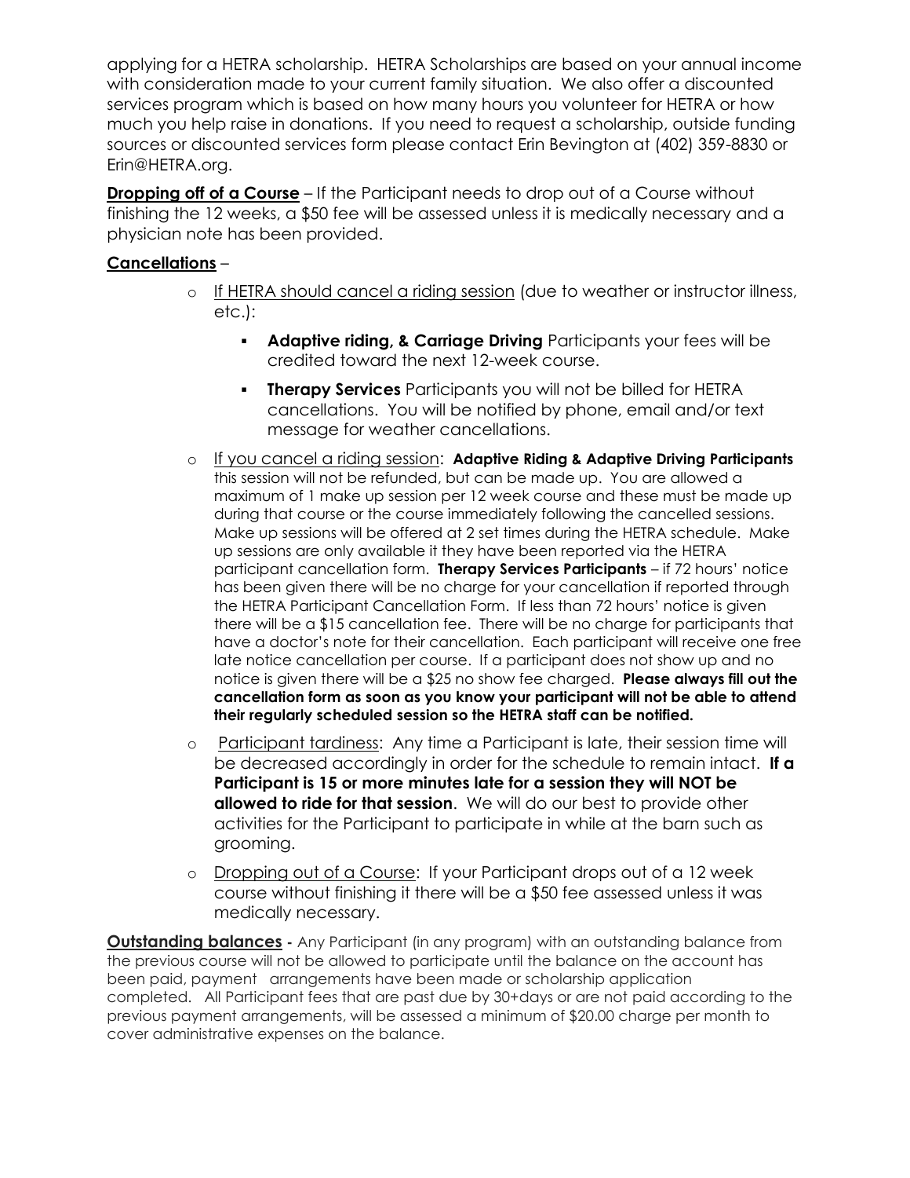applying for a HETRA scholarship. HETRA Scholarships are based on your annual income with consideration made to your current family situation. We also offer a discounted services program which is based on how many hours you volunteer for HETRA or how much you help raise in donations. If you need to request a scholarship, outside funding sources or discounted services form please contact Erin Bevington at (402) 359-8830 or Erin@HETRA.org.

**Dropping off of a Course** – If the Participant needs to drop out of a Course without finishing the 12 weeks, a $50 fee will be assessed unless it is medically necessary and a physician note has been provided.

**Cancellations** –

- If HETRA should cancel a riding session (due to weather or instructor illness, etc.):
  - **Adaptive riding, & Carriage Driving** Participants your fees will be credited toward the next 12-week course.
  - **Therapy Services** Participants you will not be billed for HETRA cancellations. You will be notified by phone, email and/or text message for weather cancellations.
- If you cancel a riding session: **Adaptive Riding & Adaptive Driving Participants** this session will not be refunded, but can be made up. You are allowed a maximum of 1 make up session per 12 week course and these must be made up during that course or the course immediately following the cancelled sessions. Make up sessions will be offered at 2 set times during the HETRA schedule. Make up sessions are only available it they have been reported via the HETRA participant cancellation form. **Therapy Services Participants** – if 72 hours' notice has been given there will be no charge for your cancellation if reported through the HETRA Participant Cancellation Form. If less than 72 hours' notice is given there will be a $15 cancellation fee. There will be no charge for participants that have a doctor's note for their cancellation. Each participant will receive one free late notice cancellation per course. If a participant does not show up and no notice is given there will be a $25 no show fee charged. **Please always fill out the cancellation form as soon as you know your participant will not be able to attend their regularly scheduled session so the HETRA staff can be notified.**
- Participant tardiness: Any time a Participant is late, their session time will be decreased accordingly in order for the schedule to remain intact. **If a Participant is 15 or more minutes late for a session they will NOT be allowed to ride for that session**. We will do our best to provide other activities for the Participant to participate in while at the barn such as grooming.
- Dropping out of a Course: If your Participant drops out of a 12 week course without finishing it there will be a $50 fee assessed unless it was medically necessary.

**Outstanding balances** - Any Participant (in any program) with an outstanding balance from the previous course will not be allowed to participate until the balance on the account has been paid, payment arrangements have been made or scholarship application completed. All Participant fees that are past due by 30+days or are not paid according to the previous payment arrangements, will be assessed a minimum of $20.00 charge per month to cover administrative expenses on the balance.